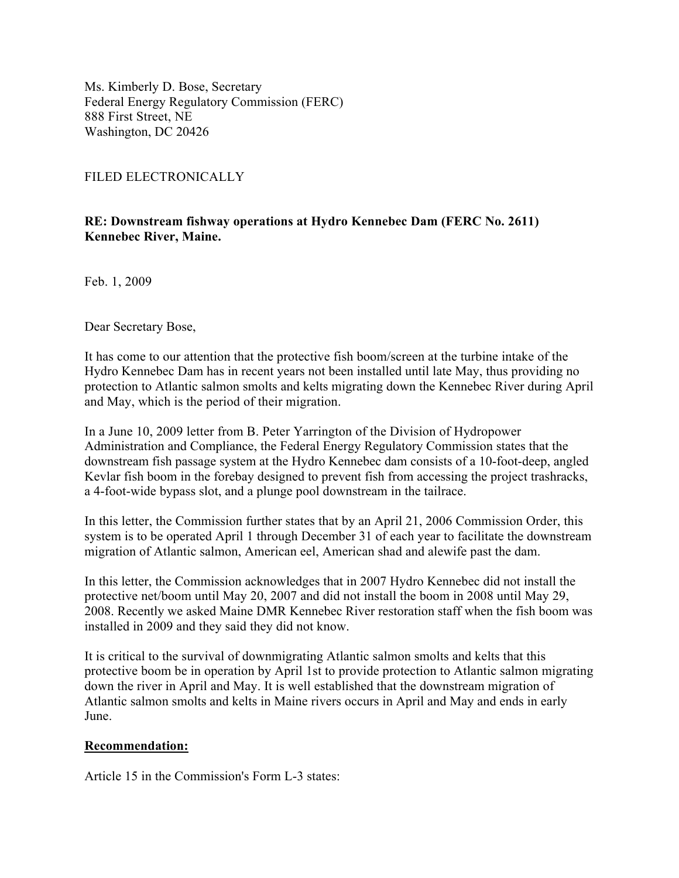Ms. Kimberly D. Bose, Secretary
Federal Energy Regulatory Commission (FERC)
888 First Street, NE
Washington, DC 20426

FILED ELECTRONICALLY

**RE: Downstream fishway operations at Hydro Kennebec Dam (FERC No. 2611) Kennebec River, Maine.**

Feb. 1, 2009

Dear Secretary Bose,

It has come to our attention that the protective fish boom/screen at the turbine intake of the Hydro Kennebec Dam has in recent years not been installed until late May, thus providing no protection to Atlantic salmon smolts and kelts migrating down the Kennebec River during April and May, which is the period of their migration.

In a June 10, 2009 letter from B. Peter Yarrington of the Division of Hydropower Administration and Compliance, the Federal Energy Regulatory Commission states that the downstream fish passage system at the Hydro Kennebec dam consists of a 10-foot-deep, angled Kevlar fish boom in the forebay designed to prevent fish from accessing the project trashracks, a 4-foot-wide bypass slot, and a plunge pool downstream in the tailrace.

In this letter, the Commission further states that by an April 21, 2006 Commission Order, this system is to be operated April 1 through December 31 of each year to facilitate the downstream migration of Atlantic salmon, American eel, American shad and alewife past the dam.

In this letter, the Commission acknowledges that in 2007 Hydro Kennebec did not install the protective net/boom until May 20, 2007 and did not install the boom in 2008 until May 29, 2008. Recently we asked Maine DMR Kennebec River restoration staff when the fish boom was installed in 2009 and they said they did not know.

It is critical to the survival of downmigrating Atlantic salmon smolts and kelts that this protective boom be in operation by April 1st to provide protection to Atlantic salmon migrating down the river in April and May. It is well established that the downstream migration of Atlantic salmon smolts and kelts in Maine rivers occurs in April and May and ends in early June.

**<u>Recommendation:</u>**

Article 15 in the Commission's Form L-3 states: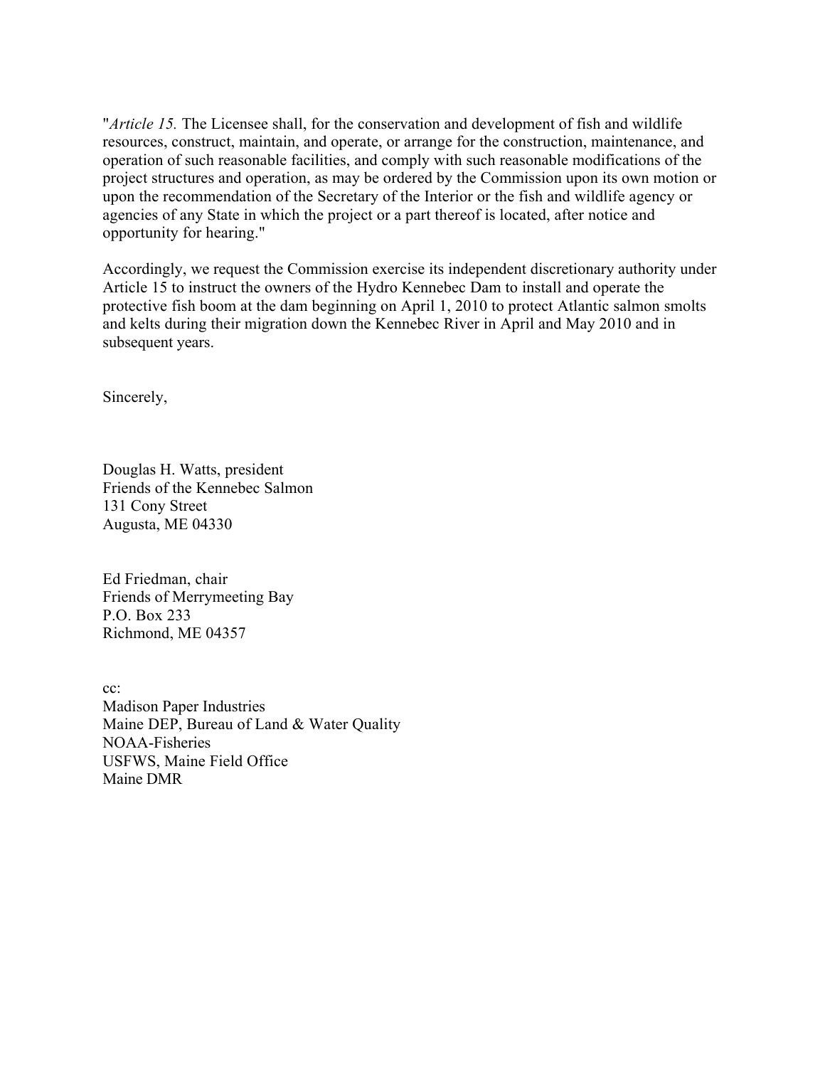"*Article 15.* The Licensee shall, for the conservation and development of fish and wildlife resources, construct, maintain, and operate, or arrange for the construction, maintenance, and operation of such reasonable facilities, and comply with such reasonable modifications of the project structures and operation, as may be ordered by the Commission upon its own motion or upon the recommendation of the Secretary of the Interior or the fish and wildlife agency or agencies of any State in which the project or a part thereof is located, after notice and opportunity for hearing."

Accordingly, we request the Commission exercise its independent discretionary authority under Article 15 to instruct the owners of the Hydro Kennebec Dam to install and operate the protective fish boom at the dam beginning on April 1, 2010 to protect Atlantic salmon smolts and kelts during their migration down the Kennebec River in April and May 2010 and in subsequent years.

Sincerely,

Douglas H. Watts, president
Friends of the Kennebec Salmon
131 Cony Street
Augusta, ME 04330

Ed Friedman, chair
Friends of Merrymeeting Bay
P.O. Box 233
Richmond, ME 04357

cc:
Madison Paper Industries
Maine DEP, Bureau of Land & Water Quality
NOAA-Fisheries
USFWS, Maine Field Office
Maine DMR